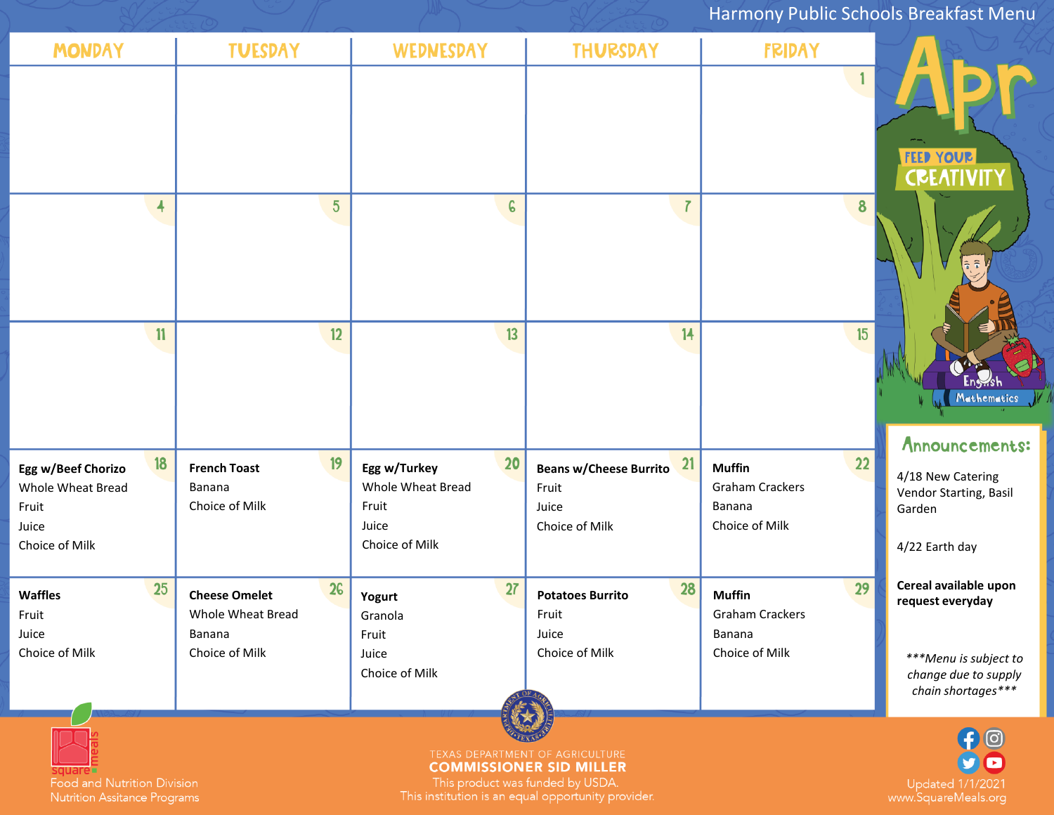# Harmony Public Schools Breakfast Menu

## Apr

FEED YOUR CREATIVITY

| MONDAY | TUESDAY | WEDNESDAY | THURSDAY | FRIDAY |
| --- | --- | --- | --- | --- |
| | | | | 1 |
| 4 | 5 | 6 | 7 | 8 |
| 11 | 12 | 13 | 14 | 15 |
| 18<br>**Egg w/Beef Chorizo**<br>Whole Wheat Bread<br>Fruit<br>Juice<br>Choice of Milk | 19<br>**French Toast**<br>Banana<br>Choice of Milk | 20<br>**Egg w/Turkey**<br>Whole Wheat Bread<br>Fruit<br>Juice<br>Choice of Milk | 21<br>**Beans w/Cheese Burrito**<br>Fruit<br>Juice<br>Choice of Milk | 22<br>**Muffin**<br>Graham Crackers<br>Banana<br>Choice of Milk |
| 25<br>**Waffles**<br>Fruit<br>Juice<br>Choice of Milk | 26<br>**Cheese Omelet**<br>Whole Wheat Bread<br>Banana<br>Choice of Milk | 27<br>**Yogurt**<br>Granola<br>Fruit<br>Juice<br>Choice of Milk | 28<br>**Potatoes Burrito**<br>Fruit<br>Juice<br>Choice of Milk | 29<br>**Muffin**<br>Graham Crackers<br>Banana<br>Choice of Milk |

### Announcements:

4/18 New Catering Vendor Starting, Basil Garden

4/22 Earth day

**Cereal available upon request everyday**

*\*\*\*Menu is subject to change due to supply chain shortages\*\*\**

square meals
Food and Nutrition Division
Nutrition Assitance Programs

TEXAS DEPARTMENT OF AGRICULTURE
COMMISSIONER SID MILLER
This product was funded by USDA.
This institution is an equal opportunity provider.

Updated 1/1/2021
www.SquareMeals.org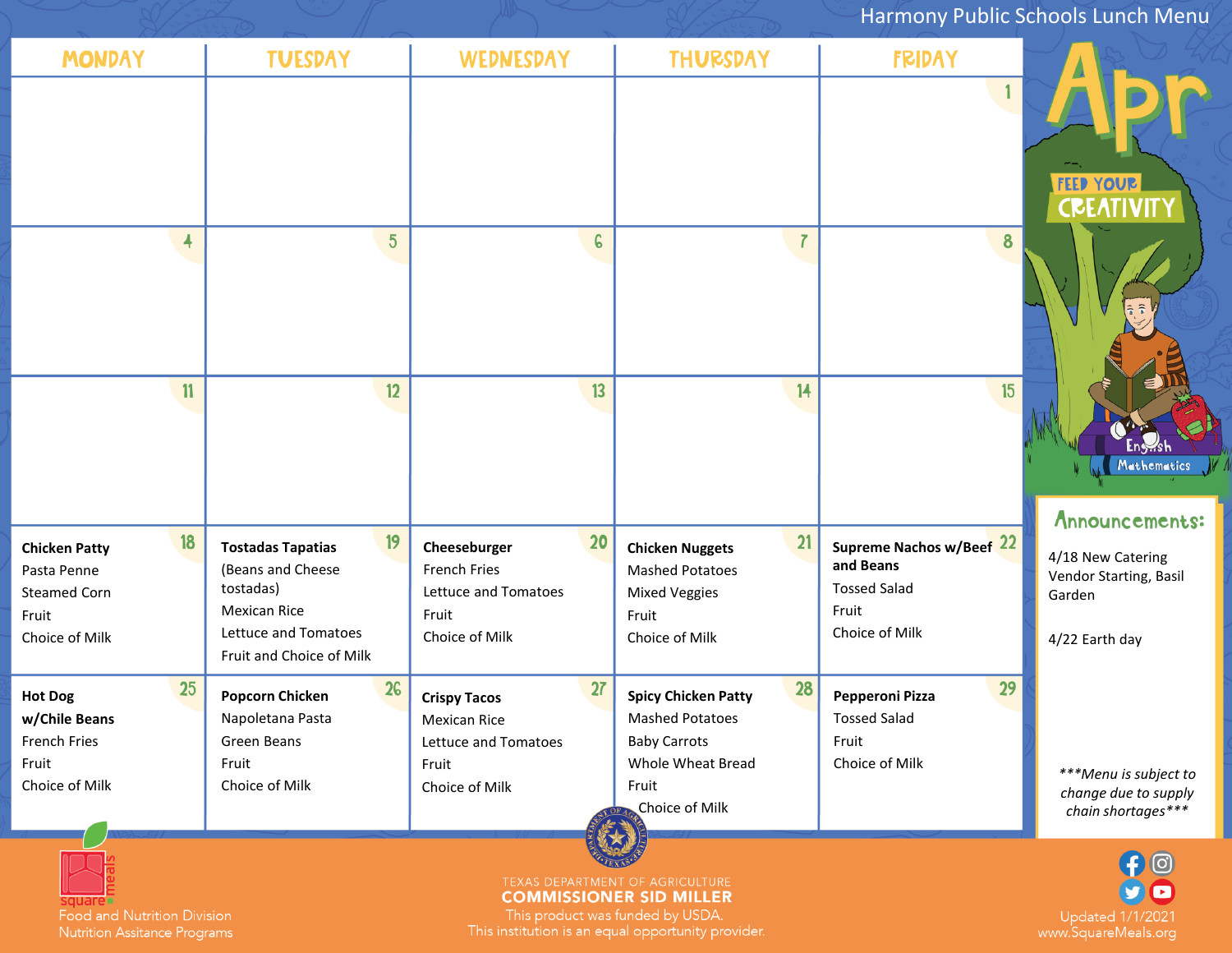# Harmony Public Schools Lunch Menu

## Apr

FEED YOUR CREATIVITY

| MONDAY | TUESDAY | WEDNESDAY | THURSDAY | FRIDAY |
|---|---|---|---|---|
| | | | | 1 |
| 4 | 5 | 6 | 7 | 8 |
| 11 | 12 | 13 | 14 | 15 |
| 18<br>**Chicken Patty**<br>Pasta Penne<br>Steamed Corn<br>Fruit<br>Choice of Milk | 19<br>**Tostadas Tapatias**<br>(Beans and Cheese tostadas)<br>Mexican Rice<br>Lettuce and Tomatoes<br>Fruit and Choice of Milk | 20<br>**Cheeseburger**<br>French Fries<br>Lettuce and Tomatoes<br>Fruit<br>Choice of Milk | 21<br>**Chicken Nuggets**<br>Mashed Potatoes<br>Mixed Veggies<br>Fruit<br>Choice of Milk | 22<br>**Supreme Nachos w/Beef and Beans**<br>Tossed Salad<br>Fruit<br>Choice of Milk |
| 25<br>**Hot Dog w/Chile Beans**<br>French Fries<br>Fruit<br>Choice of Milk | 26<br>**Popcorn Chicken**<br>Napoletana Pasta<br>Green Beans<br>Fruit<br>Choice of Milk | 27<br>**Crispy Tacos**<br>Mexican Rice<br>Lettuce and Tomatoes<br>Fruit<br>Choice of Milk | 28<br>**Spicy Chicken Patty**<br>Mashed Potatoes<br>Baby Carrots<br>Whole Wheat Bread<br>Fruit<br>Choice of Milk | 29<br>**Pepperoni Pizza**<br>Tossed Salad<br>Fruit<br>Choice of Milk |

### Announcements:

4/18 New Catering Vendor Starting, Basil Garden

4/22 Earth day

****Menu is subject to change due to supply chain shortages****

square meals
Food and Nutrition Division
Nutrition Assitance Programs

TEXAS DEPARTMENT OF AGRICULTURE
COMMISSIONER SID MILLER
This product was funded by USDA.
This institution is an equal opportunity provider.

Updated 1/1/2021
www.SquareMeals.org